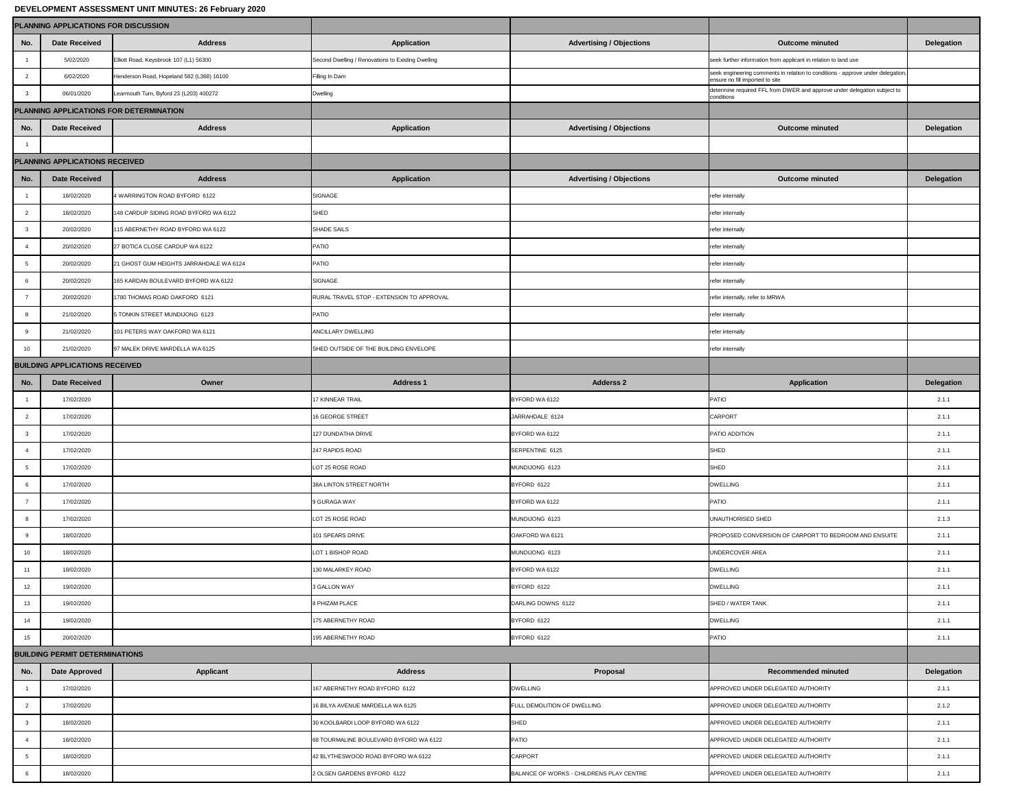**DEVELOPMENT ASSESSMENT UNIT MINUTES: 26 February 2020**

| PLANNING APPLICATIONS FOR DISCUSSION | | | | | | |
|---|---|---|---|---|---|---|
| **No.** | **Date Received** | **Address** | **Application** | **Advertising / Objections** | **Outcome minuted** | **Delegation** |
| 1 | 5/02/2020 | Elliott Road, Keysbrook 107 (L1) 56300 | Second Dwelling / Renovations to Existing Dwelling | | seek further information from applicant in relation to land use | |
| 2 | 6/02/2020 | Henderson Road, Hopeland 582 (L368) 16100 | Filling In Dam | | seek engineering comments in relation to conditions - approve under delegation, ensure no fill imported to site | |
| 3 | 06/01/2020 | Learmouth Turn, Byford 23 (L203) 400272 | Dwelling | | determine required FFL from DWER and approve under delegation subject to conditions | |
| **PLANNING APPLICATIONS FOR DETERMINATION** | | | | | | |
| **No.** | **Date Received** | **Address** | **Application** | **Advertising / Objections** | **Outcome minuted** | **Delegation** |
| 1 | | | | | | |
| **PLANNING APPLICATIONS RECEIVED** | | | | | | |
| **No.** | **Date Received** | **Address** | **Application** | **Advertising / Objections** | **Outcome minuted** | **Delegation** |
| 1 | 18/02/2020 | 4 WARRINGTON ROAD BYFORD 6122 | SIGNAGE | | refer internally | |
| 2 | 18/02/2020 | 148 CARDUP SIDING ROAD BYFORD WA 6122 | SHED | | refer internally | |
| 3 | 20/02/2020 | 115 ABERNETHY ROAD BYFORD WA 6122 | SHADE SAILS | | refer internally | |
| 4 | 20/02/2020 | 27 BOTICA CLOSE CARDUP WA 6122 | PATIO | | refer internally | |
| 5 | 20/02/2020 | 21 GHOST GUM HEIGHTS JARRAHDALE WA 6124 | PATIO | | refer internally | |
| 6 | 20/02/2020 | 165 KARDAN BOULEVARD BYFORD WA 6122 | SIGNAGE | | refer internally | |
| 7 | 20/02/2020 | 1780 THOMAS ROAD OAKFORD 6121 | RURAL TRAVEL STOP - EXTENSION TO APPROVAL | | refer internally, refer to MRWA | |
| 8 | 21/02/2020 | 5 TONKIN STREET MUNDIJONG 6123 | PATIO | | refer internally | |
| 9 | 21/02/2020 | 101 PETERS WAY OAKFORD WA 6121 | ANCILLARY DWELLING | | refer internally | |
| 10 | 21/02/2020 | 97 MALEK DRIVE MARDELLA WA 6125 | SHED OUTSIDE OF THE BUILDING ENVELOPE | | refer internally | |
| **BUILDING APPLICATIONS RECEIVED** | | | | | | |
| **No.** | **Date Received** | **Owner** | **Address 1** | **Adderss 2** | **Application** | **Delegation** |
| 1 | 17/02/2020 | | 17 KINNEAR TRAIL | BYFORD WA 6122 | PATIO | 2.1.1 |
| 2 | 17/02/2020 | | 16 GEORGE STREET | JARRAHDALE 6124 | CARPORT | 2.1.1 |
| 3 | 17/02/2020 | | 127 DUNDATHA DRIVE | BYFORD WA 6122 | PATIO ADDITION | 2.1.1 |
| 4 | 17/02/2020 | | 247 RAPIDS ROAD | SERPENTINE 6125 | SHED | 2.1.1 |
| 5 | 17/02/2020 | | LOT 25 ROSE ROAD | MUNDIJONG 6123 | SHED | 2.1.1 |
| 6 | 17/02/2020 | | 38A LINTON STREET NORTH | BYFORD 6122 | DWELLING | 2.1.1 |
| 7 | 17/02/2020 | | 9 GURAGA WAY | BYFORD WA 6122 | PATIO | 2.1.1 |
| 8 | 17/02/2020 | | LOT 25 ROSE ROAD | MUNDIJONG 6123 | UNAUTHORISED SHED | 2.1.3 |
| 9 | 18/02/2020 | | 101 SPEARS DRIVE | OAKFORD WA 6121 | PROPOSED CONVERSION OF CARPORT TO BEDROOM AND ENSUITE | 2.1.1 |
| 10 | 18/02/2020 | | LOT 1 BISHOP ROAD | MUNDIJONG 6123 | UNDERCOVER AREA | 2.1.1 |
| 11 | 18/02/2020 | | 130 MALARKEY ROAD | BYFORD WA 6122 | DWELLING | 2.1.1 |
| 12 | 19/02/2020 | | 3 GALLON WAY | BYFORD 6122 | DWELLING | 2.1.1 |
| 13 | 19/02/2020 | | 8 PHIZAM PLACE | DARLING DOWNS 6122 | SHED / WATER TANK | 2.1.1 |
| 14 | 19/02/2020 | | 175 ABERNETHY ROAD | BYFORD 6122 | DWELLING | 2.1.1 |
| 15 | 20/02/2020 | | 195 ABERNETHY ROAD | BYFORD 6122 | PATIO | 2.1.1 |
| **BUILDING PERMIT DETERMINATIONS** | | | | | | |
| **No.** | **Date Approved** | **Applicant** | **Address** | **Proposal** | **Recommended minuted** | **Delegation** |
| 1 | 17/02/2020 | | 167 ABERNETHY ROAD BYFORD 6122 | DWELLING | APPROVED UNDER DELEGATED AUTHORITY | 2.1.1 |
| 2 | 17/02/2020 | | 16 BILYA AVENUE MARDELLA WA 6125 | FULL DEMOLITION OF DWELLING | APPROVED UNDER DELEGATED AUTHORITY | 2.1.2 |
| 3 | 18/02/2020 | | 30 KOOLBARDI LOOP BYFORD WA 6122 | SHED | APPROVED UNDER DELEGATED AUTHORITY | 2.1.1 |
| 4 | 18/02/2020 | | 68 TOURMALINE BOULEVARD BYFORD WA 6122 | PATIO | APPROVED UNDER DELEGATED AUTHORITY | 2.1.1 |
| 5 | 18/02/2020 | | 42 BLYTHESWOOD ROAD BYFORD WA 6122 | CARPORT | APPROVED UNDER DELEGATED AUTHORITY | 2.1.1 |
| 6 | 18/02/2020 | | 2 OLSEN GARDENS BYFORD 6122 | BALANCE OF WORKS - CHILDRENS PLAY CENTRE | APPROVED UNDER DELEGATED AUTHORITY | 2.1.1 |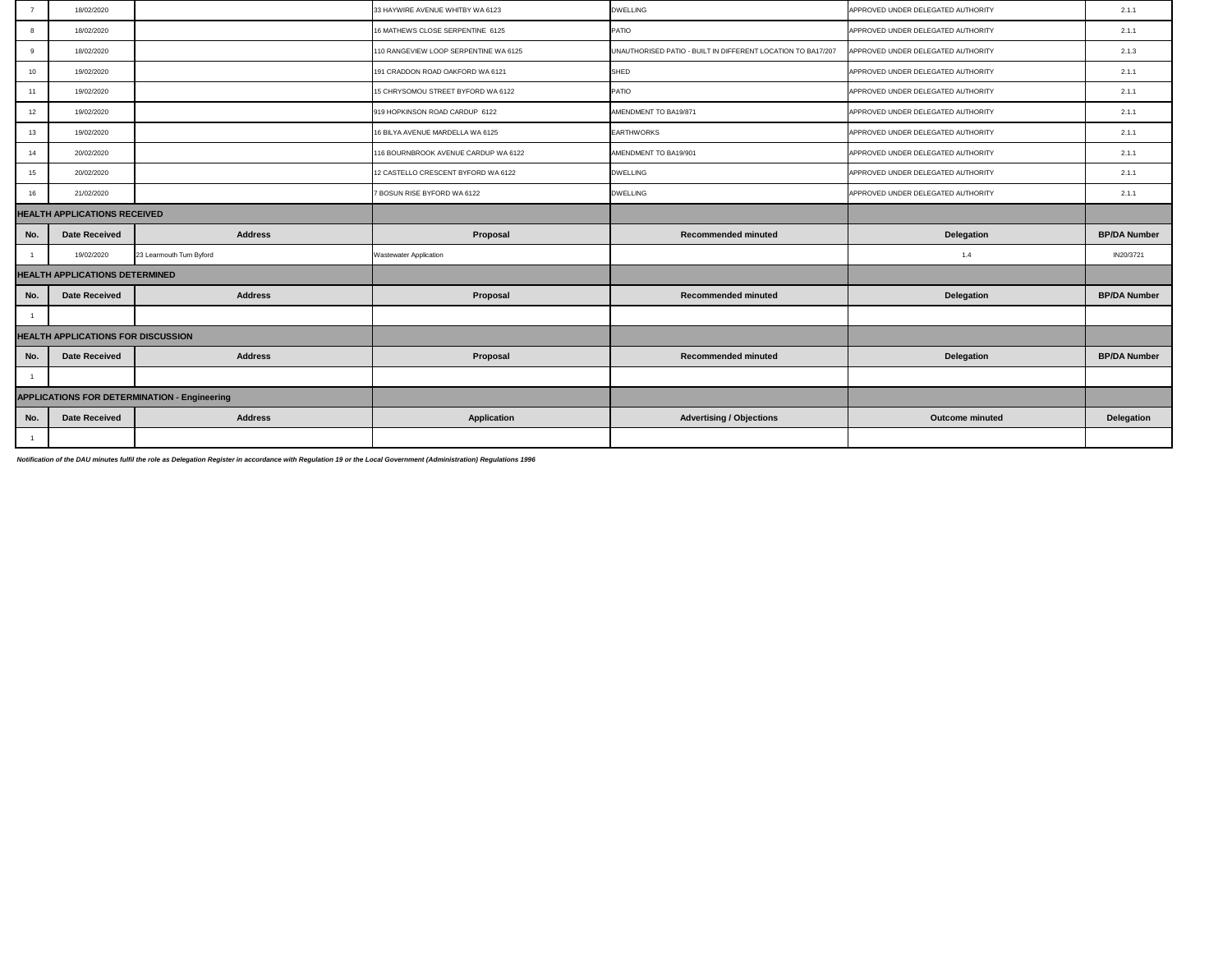| | | | | | | |
|---|---|---|---|---|---|---|
| 7 | 18/02/2020 | | 33 HAYWIRE AVENUE WHITBY WA 6123 | DWELLING | APPROVED UNDER DELEGATED AUTHORITY | 2.1.1 |
| 8 | 18/02/2020 | | 16 MATHEWS CLOSE SERPENTINE 6125 | PATIO | APPROVED UNDER DELEGATED AUTHORITY | 2.1.1 |
| 9 | 18/02/2020 | | 110 RANGEVIEW LOOP SERPENTINE WA 6125 | UNAUTHORISED PATIO - BUILT IN DIFFERENT LOCATION TO BA17/207 | APPROVED UNDER DELEGATED AUTHORITY | 2.1.3 |
| 10 | 19/02/2020 | | 191 CRADDON ROAD OAKFORD WA 6121 | SHED | APPROVED UNDER DELEGATED AUTHORITY | 2.1.1 |
| 11 | 19/02/2020 | | 15 CHRYSOMOU STREET BYFORD WA 6122 | PATIO | APPROVED UNDER DELEGATED AUTHORITY | 2.1.1 |
| 12 | 19/02/2020 | | 919 HOPKINSON ROAD CARDUP 6122 | AMENDMENT TO BA19/871 | APPROVED UNDER DELEGATED AUTHORITY | 2.1.1 |
| 13 | 19/02/2020 | | 16 BILYA AVENUE MARDELLA WA 6125 | EARTHWORKS | APPROVED UNDER DELEGATED AUTHORITY | 2.1.1 |
| 14 | 20/02/2020 | | 116 BOURNBROOK AVENUE CARDUP WA 6122 | AMENDMENT TO BA19/901 | APPROVED UNDER DELEGATED AUTHORITY | 2.1.1 |
| 15 | 20/02/2020 | | 12 CASTELLO CRESCENT BYFORD WA 6122 | DWELLING | APPROVED UNDER DELEGATED AUTHORITY | 2.1.1 |
| 16 | 21/02/2020 | | 7 BOSUN RISE BYFORD WA 6122 | DWELLING | APPROVED UNDER DELEGATED AUTHORITY | 2.1.1 |
| **HEALTH APPLICATIONS RECEIVED** | | | | | | |
| **No.** | **Date Received** | **Address** | **Proposal** | **Recommended minuted** | **Delegation** | **BP/DA Number** |
| 1 | 19/02/2020 | 23 Learmouth Turn Byford | Wastewater Application | | 1.4 | IN20/3721 |
| **HEALTH APPLICATIONS DETERMINED** | | | | | | |
| **No.** | **Date Received** | **Address** | **Proposal** | **Recommended minuted** | **Delegation** | **BP/DA Number** |
| 1 | | | | | | |
| **HEALTH APPLICATIONS FOR DISCUSSION** | | | | | | |
| **No.** | **Date Received** | **Address** | **Proposal** | **Recommended minuted** | **Delegation** | **BP/DA Number** |
| 1 | | | | | | |
| **APPLICATIONS FOR DETERMINATION - Engineering** | | | | | | |
| **No.** | **Date Received** | **Address** | **Application** | **Advertising / Objections** | **Outcome minuted** | **Delegation** |
| 1 | | | | | | |

***Notification of the DAU minutes fulfil the role as Delegation Register in accordance with Regulation 19 or the Local Government (Administration) Regulations 1996***